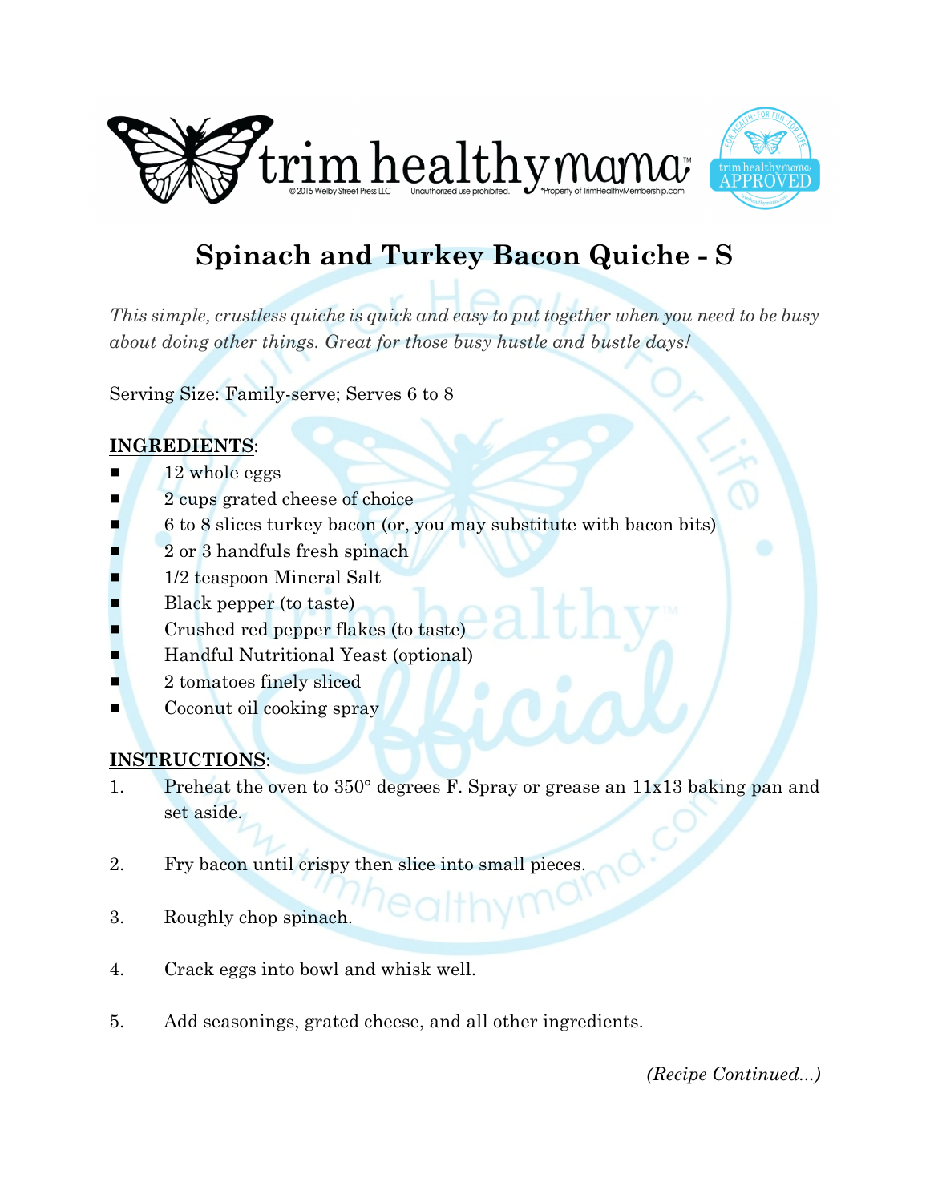# Spinach and Turkey Bacon Quiche - S

*This simple, crustless quiche is quick and easy to put together when you need to be busy about doing other things. Great for those busy hustle and bustle days!*

Serving Size: Family-serve; Serves 6 to 8

**INGREDIENTS**:

- 12 whole eggs
- 2 cups grated cheese of choice
- 6 to 8 slices turkey bacon (or, you may substitute with bacon bits)
- 2 or 3 handfuls fresh spinach
- 1/2 teaspoon Mineral Salt
- Black pepper (to taste)
- Crushed red pepper flakes (to taste)
- Handful Nutritional Yeast (optional)
- 2 tomatoes finely sliced
- Coconut oil cooking spray

**INSTRUCTIONS**:

1. Preheat the oven to 350° degrees F. Spray or grease an 11x13 baking pan and set aside.
2. Fry bacon until crispy then slice into small pieces.
3. Roughly chop spinach.
4. Crack eggs into bowl and whisk well.
5. Add seasonings, grated cheese, and all other ingredients.

*(Recipe Continued...)*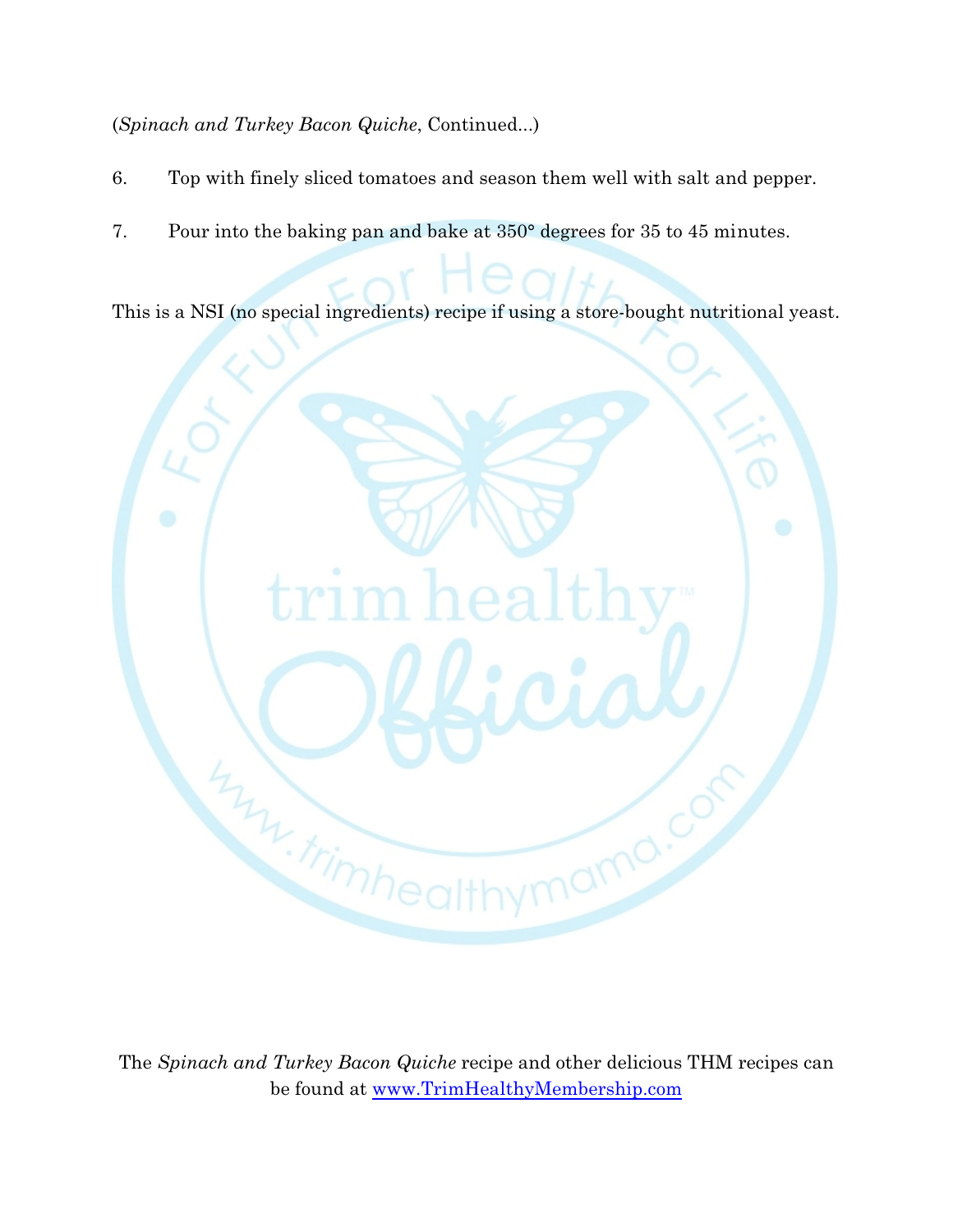(*Spinach and Turkey Bacon Quiche*, Continued...)

6. Top with finely sliced tomatoes and season them well with salt and pepper.

7. Pour into the baking pan and bake at 350° degrees for 35 to 45 minutes.

This is a NSI (no special ingredients) recipe if using a store-bought nutritional yeast.

The *Spinach and Turkey Bacon Quiche* recipe and other delicious THM recipes can be found at [www.TrimHealthyMembership.com](http://www.TrimHealthyMembership.com)